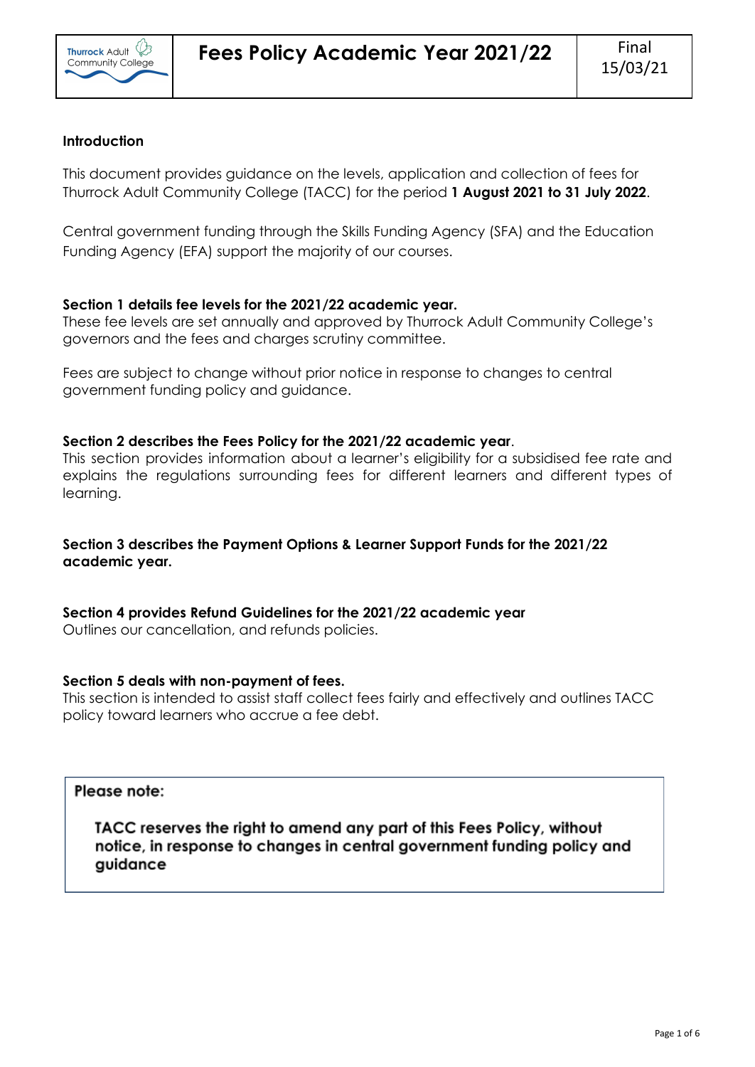# Fees Policy Academic Year 2021/22

Final 15/03/21

## Introduction

This document provides guidance on the levels, application and collection of fees for Thurrock Adult Community College (TACC) for the period **1 August 2021 to 31 July 2022**.

Central government funding through the Skills Funding Agency (SFA) and the Education Funding Agency (EFA) support the majority of our courses.

**Section 1 details fee levels for the 2021/22 academic year.**
These fee levels are set annually and approved by Thurrock Adult Community College's governors and the fees and charges scrutiny committee.

Fees are subject to change without prior notice in response to changes to central government funding policy and guidance.

**Section 2 describes the Fees Policy for the 2021/22 academic year**.
This section provides information about a learner's eligibility for a subsidised fee rate and explains the regulations surrounding fees for different learners and different types of learning.

**Section 3 describes the Payment Options & Learner Support Funds for the 2021/22 academic year.**

**Section 4 provides Refund Guidelines for the 2021/22 academic year**
Outlines our cancellation, and refunds policies.

**Section 5 deals with non-payment of fees.**
This section is intended to assist staff collect fees fairly and effectively and outlines TACC policy toward learners who accrue a fee debt.

> **Please note:**
>
> **TACC reserves the right to amend any part of this Fees Policy, without notice, in response to changes in central government funding policy and guidance**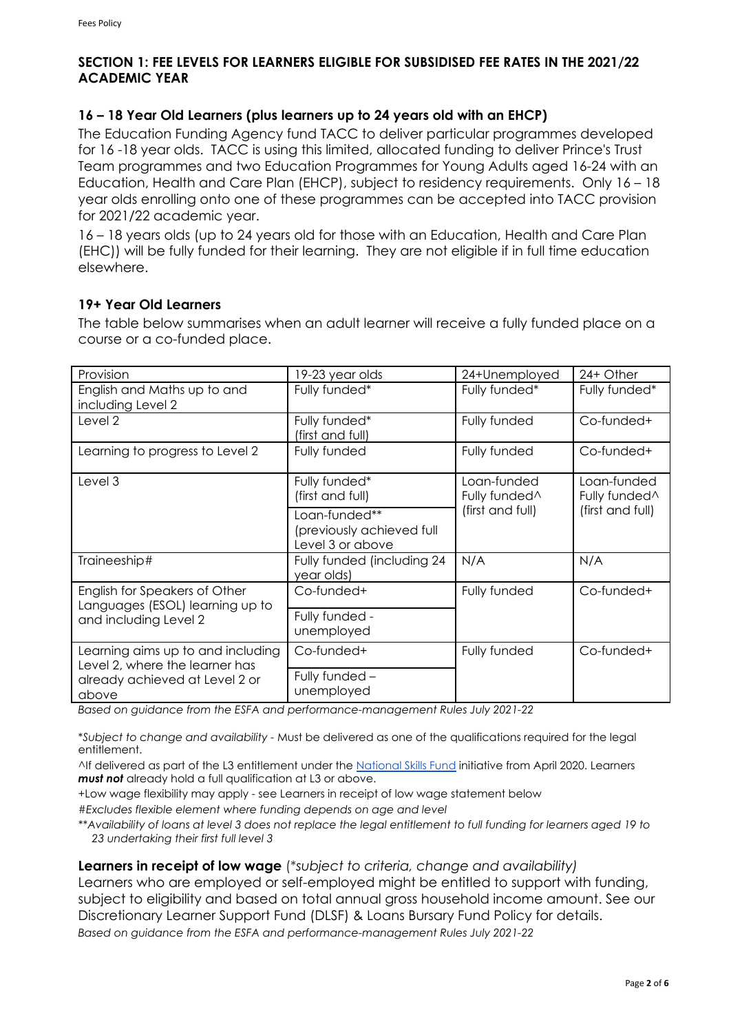## SECTION 1: FEE LEVELS FOR LEARNERS ELIGIBLE FOR SUBSIDISED FEE RATES IN THE 2021/22 ACADEMIC YEAR

### 16 – 18 Year Old Learners (plus learners up to 24 years old with an EHCP)

The Education Funding Agency fund TACC to deliver particular programmes developed for 16 -18 year olds. TACC is using this limited, allocated funding to deliver Prince's Trust Team programmes and two Education Programmes for Young Adults aged 16-24 with an Education, Health and Care Plan (EHCP), subject to residency requirements. Only 16 – 18 year olds enrolling onto one of these programmes can be accepted into TACC provision for 2021/22 academic year.

16 – 18 years olds (up to 24 years old for those with an Education, Health and Care Plan (EHC)) will be fully funded for their learning. They are not eligible if in full time education elsewhere.

### 19+ Year Old Learners

The table below summarises when an adult learner will receive a fully funded place on a course or a co-funded place.

| Provision | 19-23 year olds | 24+Unemployed | 24+ Other |
|---|---|---|---|
| English and Maths up to and including Level 2 | Fully funded* | Fully funded* | Fully funded* |
| Level 2 | Fully funded* (first and full) | Fully funded | Co-funded+ |
| Learning to progress to Level 2 | Fully funded | Fully funded | Co-funded+ |
| Level 3 | Fully funded* (first and full)<br>Loan-funded** (previously achieved full Level 3 or above | Loan-funded Fully funded^ (first and full) | Loan-funded Fully funded^ (first and full) |
| Traineeship# | Fully funded (including 24 year olds) | N/A | N/A |
| English for Speakers of Other Languages (ESOL) learning up to and including Level 2 | Co-funded+<br>Fully funded - unemployed | Fully funded | Co-funded+ |
| Learning aims up to and including Level 2, where the learner has already achieved at Level 2 or above | Co-funded+<br>Fully funded – unemployed | Fully funded | Co-funded+ |

*Based on guidance from the ESFA and performance-management Rules July 2021-22*

**Subject to change and availability* - Must be delivered as one of the qualifications required for the legal entitlement.

^If delivered as part of the L3 entitlement under the National Skills Fund initiative from April 2020. Learners ***must not*** already hold a full qualification at L3 or above.

+Low wage flexibility may apply - see Learners in receipt of low wage statement below

*#Excludes flexible element where funding depends on age and level*

*\*\*Availability of loans at level 3 does not replace the legal entitlement to full funding for learners aged 19 to 23 undertaking their first full level 3*

**Learners in receipt of low wage** *(\*subject to criteria, change and availability)*

Learners who are employed or self-employed might be entitled to support with funding, subject to eligibility and based on total annual gross household income amount. See our Discretionary Learner Support Fund (DLSF) & Loans Bursary Fund Policy for details.

*Based on guidance from the ESFA and performance-management Rules July 2021-22*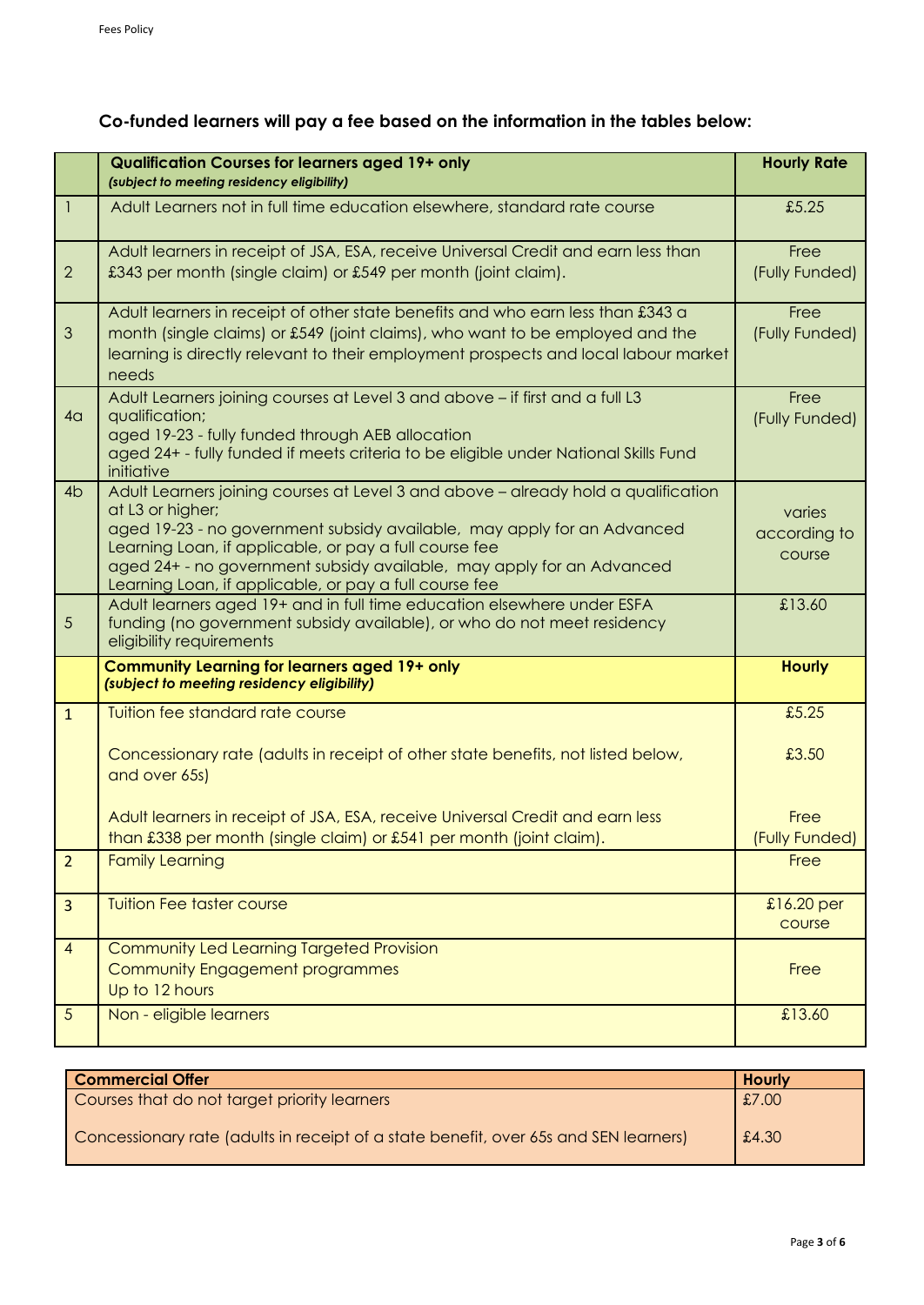**Co-funded learners will pay a fee based on the information in the tables below:**

| | **Qualification Courses for learners aged 19+ only** *(subject to meeting residency eligibility)* | **Hourly Rate** |
|---|---|---|
| 1 | Adult Learners not in full time education elsewhere, standard rate course | £5.25 |
| 2 | Adult learners in receipt of JSA, ESA, receive Universal Credit and earn less than £343 per month (single claim) or £549 per month (joint claim). | Free (Fully Funded) |
| 3 | Adult learners in receipt of other state benefits and who earn less than £343 a month (single claims) or £549 (joint claims), who want to be employed and the learning is directly relevant to their employment prospects and local labour market needs | Free (Fully Funded) |
| 4a | Adult Learners joining courses at Level 3 and above – if first and a full L3 qualification; aged 19-23 - fully funded through AEB allocation aged 24+ - fully funded if meets criteria to be eligible under National Skills Fund initiative | Free (Fully Funded) |
| 4b | Adult Learners joining courses at Level 3 and above – already hold a qualification at L3 or higher; aged 19-23 - no government subsidy available, may apply for an Advanced Learning Loan, if applicable, or pay a full course fee aged 24+ - no government subsidy available, may apply for an Advanced Learning Loan, if applicable, or pay a full course fee | varies according to course |
| 5 | Adult learners aged 19+ and in full time education elsewhere under ESFA funding (no government subsidy available), or who do not meet residency eligibility requirements | £13.60 |
| | **Community Learning for learners aged 19+ only** *(subject to meeting residency eligibility)* | **Hourly** |
| 1 | Tuition fee standard rate course | £5.25 |
| | Concessionary rate (adults in receipt of other state benefits, not listed below, and over 65s) | £3.50 |
| | Adult learners in receipt of JSA, ESA, receive Universal Credit and earn less than £338 per month (single claim) or £541 per month (joint claim). | Free (Fully Funded) |
| 2 | Family Learning | Free |
| 3 | Tuition Fee taster course | £16.20 per course |
| 4 | Community Led Learning Targeted Provision Community Engagement programmes Up to 12 hours | Free |
| 5 | Non - eligible learners | £13.60 |

| **Commercial Offer** | **Hourly** |
|---|---|
| Courses that do not target priority learners | £7.00 |
| Concessionary rate (adults in receipt of a state benefit, over 65s and SEN learners) | £4.30 |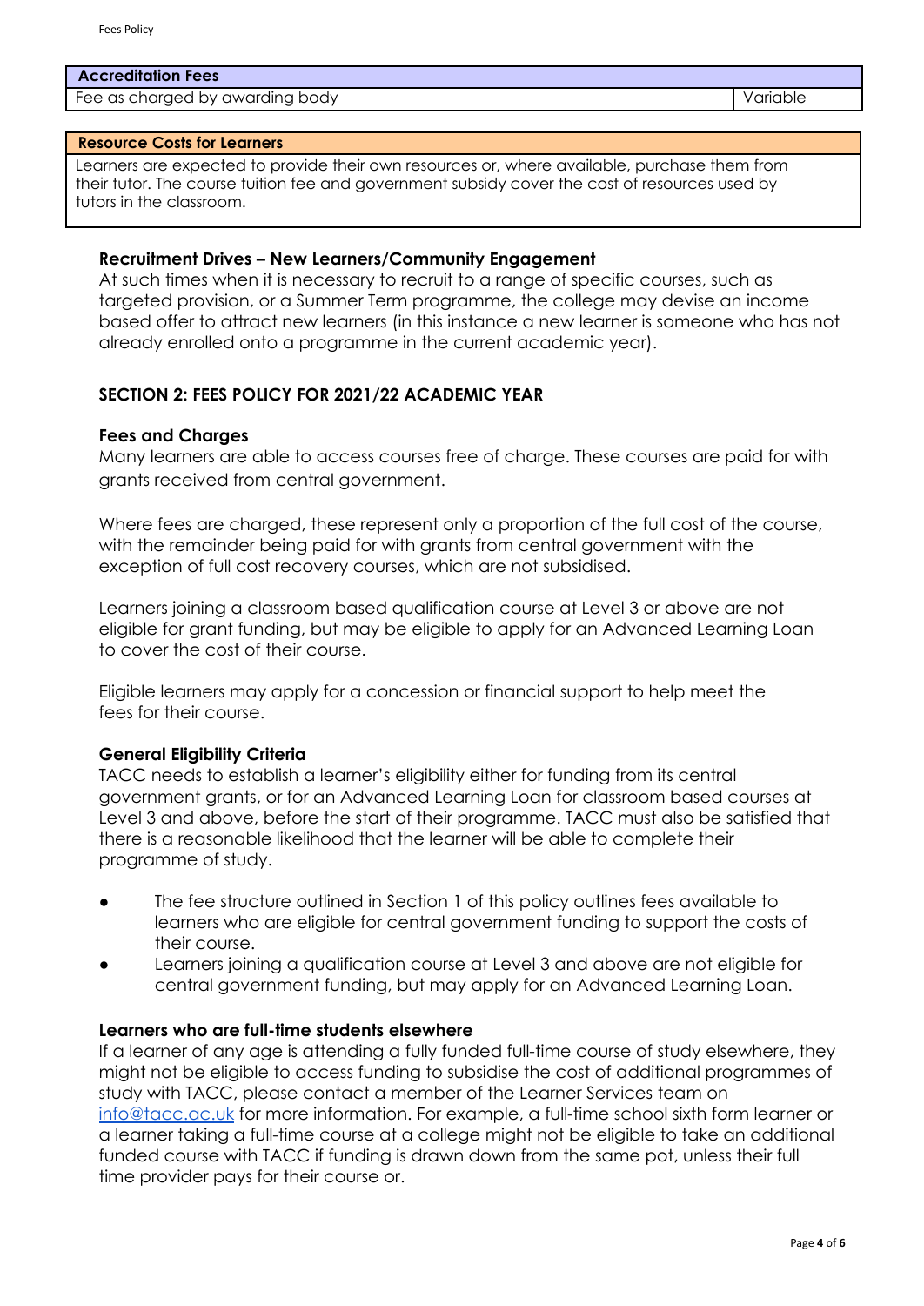| Accreditation Fees | |
|---|---|
| Fee as charged by awarding body | Variable |

| Resource Costs for Learners |
|---|
| Learners are expected to provide their own resources or, where available, purchase them from their tutor. The course tuition fee and government subsidy cover the cost of resources used by tutors in the classroom. |

### Recruitment Drives – New Learners/Community Engagement

At such times when it is necessary to recruit to a range of specific courses, such as targeted provision, or a Summer Term programme, the college may devise an income based offer to attract new learners (in this instance a new learner is someone who has not already enrolled onto a programme in the current academic year).

## SECTION 2: FEES POLICY FOR 2021/22 ACADEMIC YEAR

### Fees and Charges

Many learners are able to access courses free of charge. These courses are paid for with grants received from central government.

Where fees are charged, these represent only a proportion of the full cost of the course, with the remainder being paid for with grants from central government with the exception of full cost recovery courses, which are not subsidised.

Learners joining a classroom based qualification course at Level 3 or above are not eligible for grant funding, but may be eligible to apply for an Advanced Learning Loan to cover the cost of their course.

Eligible learners may apply for a concession or financial support to help meet the fees for their course.

### General Eligibility Criteria

TACC needs to establish a learner's eligibility either for funding from its central government grants, or for an Advanced Learning Loan for classroom based courses at Level 3 and above, before the start of their programme. TACC must also be satisfied that there is a reasonable likelihood that the learner will be able to complete their programme of study.

- The fee structure outlined in Section 1 of this policy outlines fees available to learners who are eligible for central government funding to support the costs of their course.
- Learners joining a qualification course at Level 3 and above are not eligible for central government funding, but may apply for an Advanced Learning Loan.

### Learners who are full-time students elsewhere

If a learner of any age is attending a fully funded full-time course of study elsewhere, they might not be eligible to access funding to subsidise the cost of additional programmes of study with TACC, please contact a member of the Learner Services team on info@tacc.ac.uk for more information. For example, a full-time school sixth form learner or a learner taking a full-time course at a college might not be eligible to take an additional funded course with TACC if funding is drawn down from the same pot, unless their full time provider pays for their course or.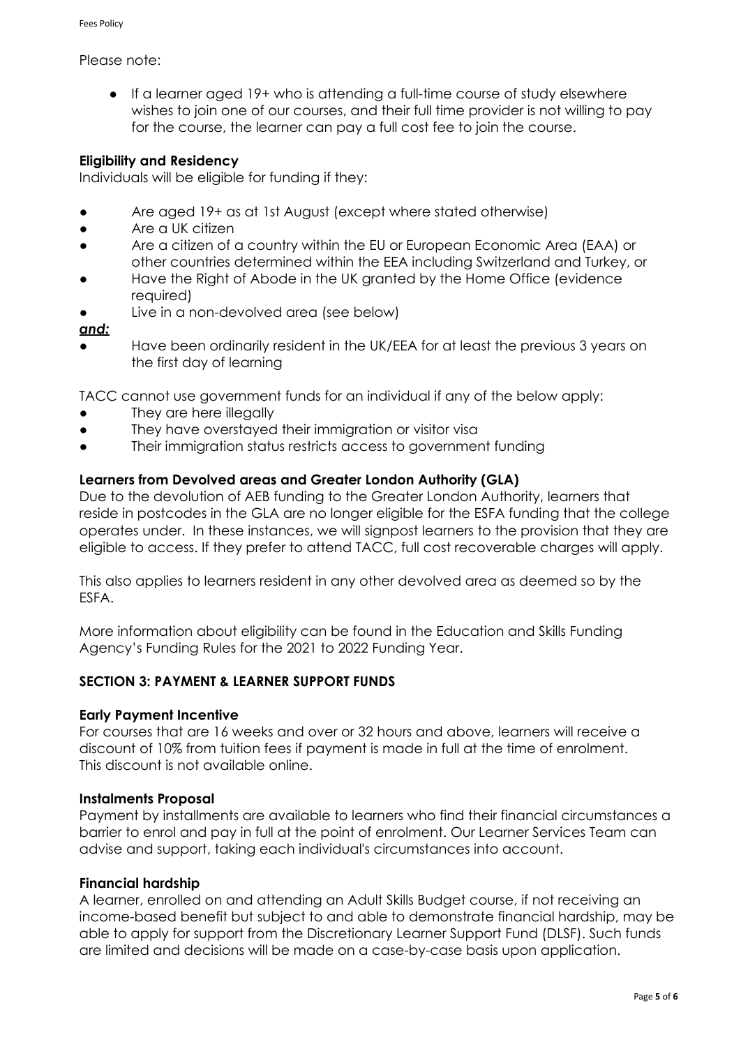Please note:

- If a learner aged 19+ who is attending a full-time course of study elsewhere wishes to join one of our courses, and their full time provider is not willing to pay for the course, the learner can pay a full cost fee to join the course.

**Eligibility and Residency**

Individuals will be eligible for funding if they:

- Are aged 19+ as at 1st August (except where stated otherwise)
- Are a UK citizen
- Are a citizen of a country within the EU or European Economic Area (EAA) or other countries determined within the EEA including Switzerland and Turkey, or
- Have the Right of Abode in the UK granted by the Home Office (evidence required)
- Live in a non-devolved area (see below)

***and:***

- Have been ordinarily resident in the UK/EEA for at least the previous 3 years on the first day of learning

TACC cannot use government funds for an individual if any of the below apply:

- They are here illegally
- They have overstayed their immigration or visitor visa
- Their immigration status restricts access to government funding

**Learners from Devolved areas and Greater London Authority (GLA)**

Due to the devolution of AEB funding to the Greater London Authority, learners that reside in postcodes in the GLA are no longer eligible for the ESFA funding that the college operates under. In these instances, we will signpost learners to the provision that they are eligible to access. If they prefer to attend TACC, full cost recoverable charges will apply.

This also applies to learners resident in any other devolved area as deemed so by the ESFA.

More information about eligibility can be found in the Education and Skills Funding Agency's Funding Rules for the 2021 to 2022 Funding Year.

## SECTION 3: PAYMENT & LEARNER SUPPORT FUNDS

**Early Payment Incentive**

For courses that are 16 weeks and over or 32 hours and above, learners will receive a discount of 10% from tuition fees if payment is made in full at the time of enrolment. This discount is not available online.

**Instalments Proposal**

Payment by installments are available to learners who find their financial circumstances a barrier to enrol and pay in full at the point of enrolment. Our Learner Services Team can advise and support, taking each individual's circumstances into account.

**Financial hardship**

A learner, enrolled on and attending an Adult Skills Budget course, if not receiving an income-based benefit but subject to and able to demonstrate financial hardship, may be able to apply for support from the Discretionary Learner Support Fund (DLSF). Such funds are limited and decisions will be made on a case-by-case basis upon application.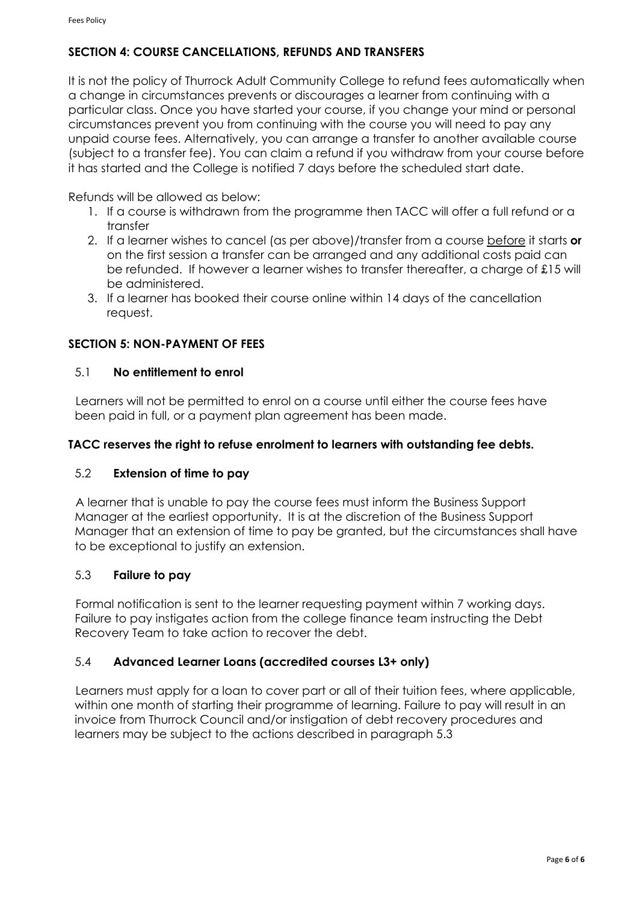## SECTION 4: COURSE CANCELLATIONS, REFUNDS AND TRANSFERS

It is not the policy of Thurrock Adult Community College to refund fees automatically when a change in circumstances prevents or discourages a learner from continuing with a particular class. Once you have started your course, if you change your mind or personal circumstances prevent you from continuing with the course you will need to pay any unpaid course fees. Alternatively, you can arrange a transfer to another available course (subject to a transfer fee). You can claim a refund if you withdraw from your course before it has started and the College is notified 7 days before the scheduled start date.

Refunds will be allowed as below:

1. If a course is withdrawn from the programme then TACC will offer a full refund or a transfer
2. If a learner wishes to cancel (as per above)/transfer from a course before it starts **or** on the first session a transfer can be arranged and any additional costs paid can be refunded. If however a learner wishes to transfer thereafter, a charge of £15 will be administered.
3. If a learner has booked their course online within 14 days of the cancellation request.

## SECTION 5: NON-PAYMENT OF FEES

### 5.1 No entitlement to enrol

Learners will not be permitted to enrol on a course until either the course fees have been paid in full, or a payment plan agreement has been made.

**TACC reserves the right to refuse enrolment to learners with outstanding fee debts.**

### 5.2 Extension of time to pay

A learner that is unable to pay the course fees must inform the Business Support Manager at the earliest opportunity. It is at the discretion of the Business Support Manager that an extension of time to pay be granted, but the circumstances shall have to be exceptional to justify an extension.

### 5.3 Failure to pay

Formal notification is sent to the learner requesting payment within 7 working days. Failure to pay instigates action from the college finance team instructing the Debt Recovery Team to take action to recover the debt.

### 5.4 Advanced Learner Loans (accredited courses L3+ only)

Learners must apply for a loan to cover part or all of their tuition fees, where applicable, within one month of starting their programme of learning. Failure to pay will result in an invoice from Thurrock Council and/or instigation of debt recovery procedures and learners may be subject to the actions described in paragraph 5.3